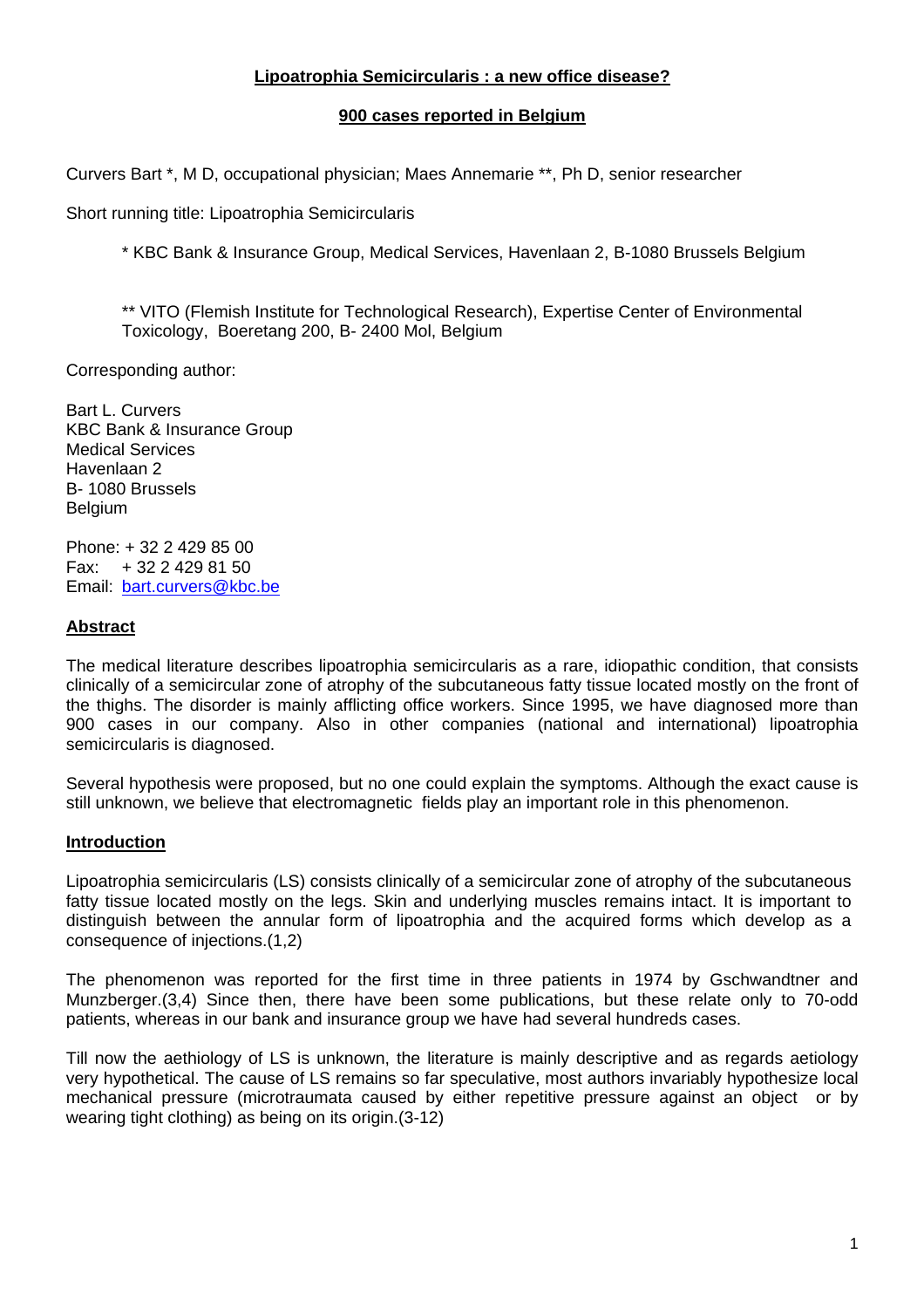# Lipoatrophia Semicircularis : a new office disease?

## 900 cases reported in Belgium

Curvers Bart *, M D, occupational physician; Maes Annemarie **, Ph D, senior researcher

Short running title: Lipoatrophia Semicircularis

> * KBC Bank & Insurance Group, Medical Services, Havenlaan 2, B-1080 Brussels Belgium
>
> ** VITO (Flemish Institute for Technological Research), Expertise Center of Environmental Toxicology, Boeretang 200, B- 2400 Mol, Belgium

Corresponding author:

Bart L. Curvers
KBC Bank & Insurance Group
Medical Services
Havenlaan 2
B- 1080 Brussels
Belgium

Phone: + 32 2 429 85 00
Fax: + 32 2 429 81 50
Email: bart.curvers@kbc.be

## Abstract

The medical literature describes lipoatrophia semicircularis as a rare, idiopathic condition, that consists clinically of a semicircular zone of atrophy of the subcutaneous fatty tissue located mostly on the front of the thighs. The disorder is mainly afflicting office workers. Since 1995, we have diagnosed more than 900 cases in our company. Also in other companies (national and international) lipoatrophia semicircularis is diagnosed.

Several hypothesis were proposed, but no one could explain the symptoms. Although the exact cause is still unknown, we believe that electromagnetic fields play an important role in this phenomenon.

## Introduction

Lipoatrophia semicircularis (LS) consists clinically of a semicircular zone of atrophy of the subcutaneous fatty tissue located mostly on the legs. Skin and underlying muscles remains intact. It is important to distinguish between the annular form of lipoatrophia and the acquired forms which develop as a consequence of injections.(1,2)

The phenomenon was reported for the first time in three patients in 1974 by Gschwandtner and Munzberger.(3,4) Since then, there have been some publications, but these relate only to 70-odd patients, whereas in our bank and insurance group we have had several hundreds cases.

Till now the aethiology of LS is unknown, the literature is mainly descriptive and as regards aetiology very hypothetical. The cause of LS remains so far speculative, most authors invariably hypothesize local mechanical pressure (microtraumata caused by either repetitive pressure against an object or by wearing tight clothing) as being on its origin.(3-12)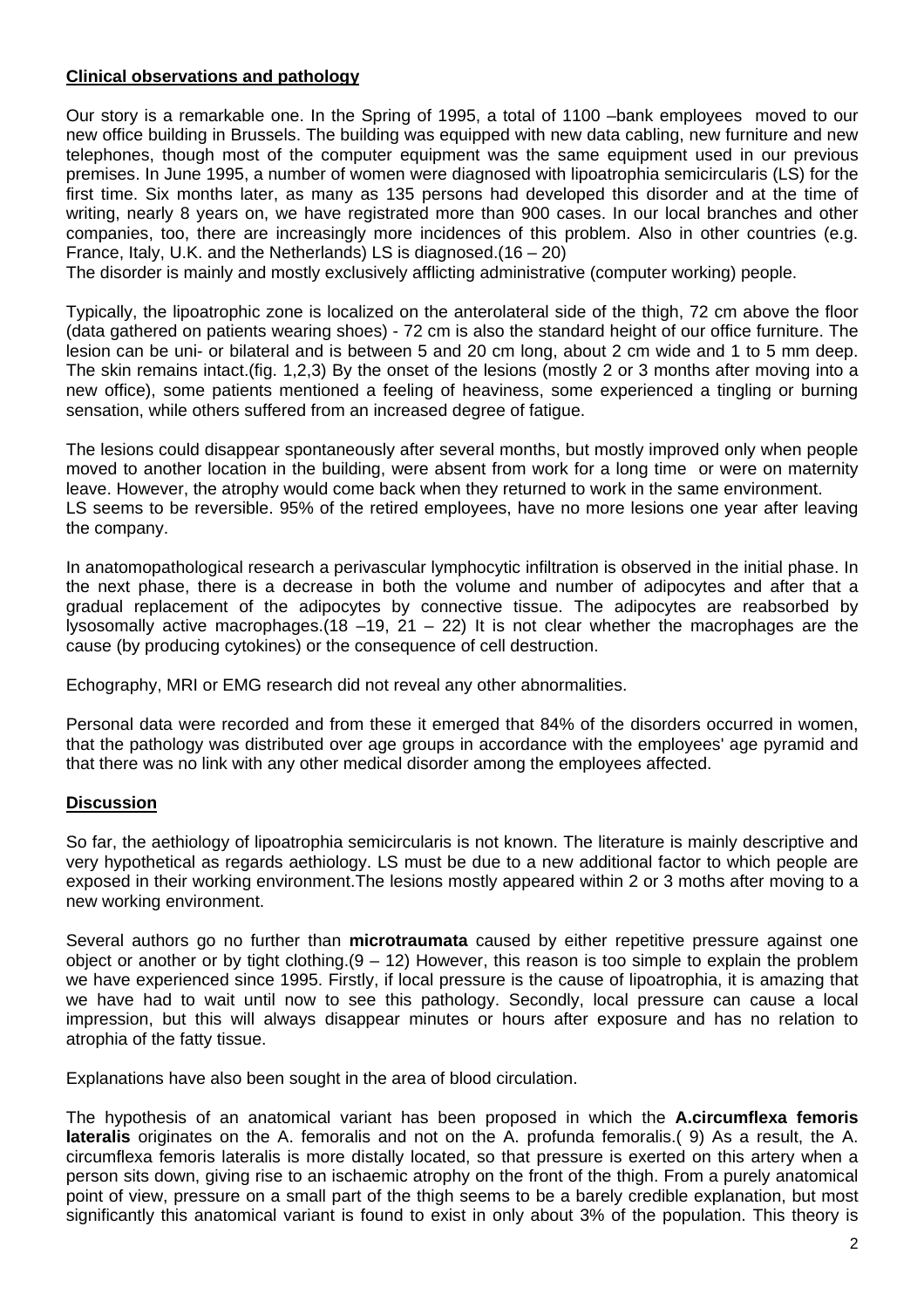## Clinical observations and pathology

Our story is a remarkable one. In the Spring of 1995, a total of 1100 –bank employees moved to our new office building in Brussels. The building was equipped with new data cabling, new furniture and new telephones, though most of the computer equipment was the same equipment used in our previous premises. In June 1995, a number of women were diagnosed with lipoatrophia semicircularis (LS) for the first time. Six months later, as many as 135 persons had developed this disorder and at the time of writing, nearly 8 years on, we have registrated more than 900 cases. In our local branches and other companies, too, there are increasingly more incidences of this problem. Also in other countries (e.g. France, Italy, U.K. and the Netherlands) LS is diagnosed.(16 – 20)

The disorder is mainly and mostly exclusively afflicting administrative (computer working) people.

Typically, the lipoatrophic zone is localized on the anterolateral side of the thigh, 72 cm above the floor (data gathered on patients wearing shoes) - 72 cm is also the standard height of our office furniture. The lesion can be uni- or bilateral and is between 5 and 20 cm long, about 2 cm wide and 1 to 5 mm deep. The skin remains intact.(fig. 1,2,3) By the onset of the lesions (mostly 2 or 3 months after moving into a new office), some patients mentioned a feeling of heaviness, some experienced a tingling or burning sensation, while others suffered from an increased degree of fatigue.

The lesions could disappear spontaneously after several months, but mostly improved only when people moved to another location in the building, were absent from work for a long time or were on maternity leave. However, the atrophy would come back when they returned to work in the same environment.
LS seems to be reversible. 95% of the retired employees, have no more lesions one year after leaving the company.

In anatomopathological research a perivascular lymphocytic infiltration is observed in the initial phase. In the next phase, there is a decrease in both the volume and number of adipocytes and after that a gradual replacement of the adipocytes by connective tissue. The adipocytes are reabsorbed by lysosomally active macrophages.(18 –19, 21 – 22) It is not clear whether the macrophages are the cause (by producing cytokines) or the consequence of cell destruction.

Echography, MRI or EMG research did not reveal any other abnormalities.

Personal data were recorded and from these it emerged that 84% of the disorders occurred in women, that the pathology was distributed over age groups in accordance with the employees' age pyramid and that there was no link with any other medical disorder among the employees affected.

## Discussion

So far, the aethiology of lipoatrophia semicircularis is not known. The literature is mainly descriptive and very hypothetical as regards aethiology. LS must be due to a new additional factor to which people are exposed in their working environment.The lesions mostly appeared within 2 or 3 moths after moving to a new working environment.

Several authors go no further than **microtraumata** caused by either repetitive pressure against one object or another or by tight clothing.(9 – 12) However, this reason is too simple to explain the problem we have experienced since 1995. Firstly, if local pressure is the cause of lipoatrophia, it is amazing that we have had to wait until now to see this pathology. Secondly, local pressure can cause a local impression, but this will always disappear minutes or hours after exposure and has no relation to atrophia of the fatty tissue.

Explanations have also been sought in the area of blood circulation.

The hypothesis of an anatomical variant has been proposed in which the **A.circumflexa femoris lateralis** originates on the A. femoralis and not on the A. profunda femoralis.( 9) As a result, the A. circumflexa femoris lateralis is more distally located, so that pressure is exerted on this artery when a person sits down, giving rise to an ischaemic atrophy on the front of the thigh. From a purely anatomical point of view, pressure on a small part of the thigh seems to be a barely credible explanation, but most significantly this anatomical variant is found to exist in only about 3% of the population. This theory is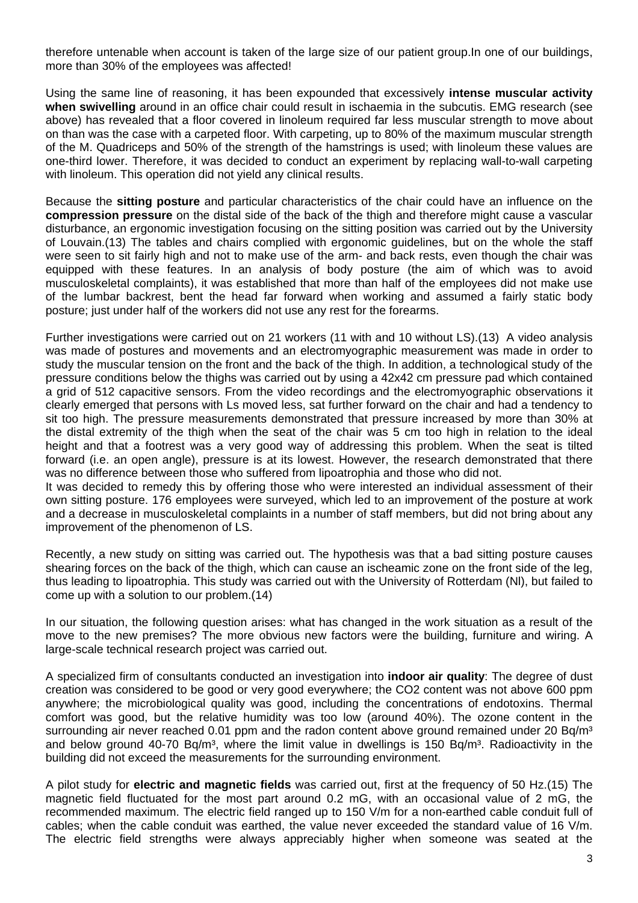therefore untenable when account is taken of the large size of our patient group.In one of our buildings, more than 30% of the employees was affected!

Using the same line of reasoning, it has been expounded that excessively **intense muscular activity when swivelling** around in an office chair could result in ischaemia in the subcutis. EMG research (see above) has revealed that a floor covered in linoleum required far less muscular strength to move about on than was the case with a carpeted floor. With carpeting, up to 80% of the maximum muscular strength of the M. Quadriceps and 50% of the strength of the hamstrings is used; with linoleum these values are one-third lower. Therefore, it was decided to conduct an experiment by replacing wall-to-wall carpeting with linoleum. This operation did not yield any clinical results.

Because the **sitting posture** and particular characteristics of the chair could have an influence on the **compression pressure** on the distal side of the back of the thigh and therefore might cause a vascular disturbance, an ergonomic investigation focusing on the sitting position was carried out by the University of Louvain.(13) The tables and chairs complied with ergonomic guidelines, but on the whole the staff were seen to sit fairly high and not to make use of the arm- and back rests, even though the chair was equipped with these features. In an analysis of body posture (the aim of which was to avoid musculoskeletal complaints), it was established that more than half of the employees did not make use of the lumbar backrest, bent the head far forward when working and assumed a fairly static body posture; just under half of the workers did not use any rest for the forearms.

Further investigations were carried out on 21 workers (11 with and 10 without LS).(13) A video analysis was made of postures and movements and an electromyographic measurement was made in order to study the muscular tension on the front and the back of the thigh. In addition, a technological study of the pressure conditions below the thighs was carried out by using a 42x42 cm pressure pad which contained a grid of 512 capacitive sensors. From the video recordings and the electromyographic observations it clearly emerged that persons with Ls moved less, sat further forward on the chair and had a tendency to sit too high. The pressure measurements demonstrated that pressure increased by more than 30% at the distal extremity of the thigh when the seat of the chair was 5 cm too high in relation to the ideal height and that a footrest was a very good way of addressing this problem. When the seat is tilted forward (i.e. an open angle), pressure is at its lowest. However, the research demonstrated that there was no difference between those who suffered from lipoatrophia and those who did not.
It was decided to remedy this by offering those who were interested an individual assessment of their own sitting posture. 176 employees were surveyed, which led to an improvement of the posture at work and a decrease in musculoskeletal complaints in a number of staff members, but did not bring about any improvement of the phenomenon of LS.

Recently, a new study on sitting was carried out. The hypothesis was that a bad sitting posture causes shearing forces on the back of the thigh, which can cause an ischeamic zone on the front side of the leg, thus leading to lipoatrophia. This study was carried out with the University of Rotterdam (Nl), but failed to come up with a solution to our problem.(14)

In our situation, the following question arises: what has changed in the work situation as a result of the move to the new premises? The more obvious new factors were the building, furniture and wiring. A large-scale technical research project was carried out.

A specialized firm of consultants conducted an investigation into **indoor air quality**: The degree of dust creation was considered to be good or very good everywhere; the $CO_2$ content was not above 600 ppm anywhere; the microbiological quality was good, including the concentrations of endotoxins. Thermal comfort was good, but the relative humidity was too low (around 40%). The ozone content in the surrounding air never reached 0.01 ppm and the radon content above ground remained under 20 Bq/m³ and below ground 40-70 Bq/m³, where the limit value in dwellings is 150 Bq/m³. Radioactivity in the building did not exceed the measurements for the surrounding environment.

A pilot study for **electric and magnetic fields** was carried out, first at the frequency of 50 Hz.(15) The magnetic field fluctuated for the most part around 0.2 mG, with an occasional value of 2 mG, the recommended maximum. The electric field ranged up to 150 V/m for a non-earthed cable conduit full of cables; when the cable conduit was earthed, the value never exceeded the standard value of 16 V/m. The electric field strengths were always appreciably higher when someone was seated at the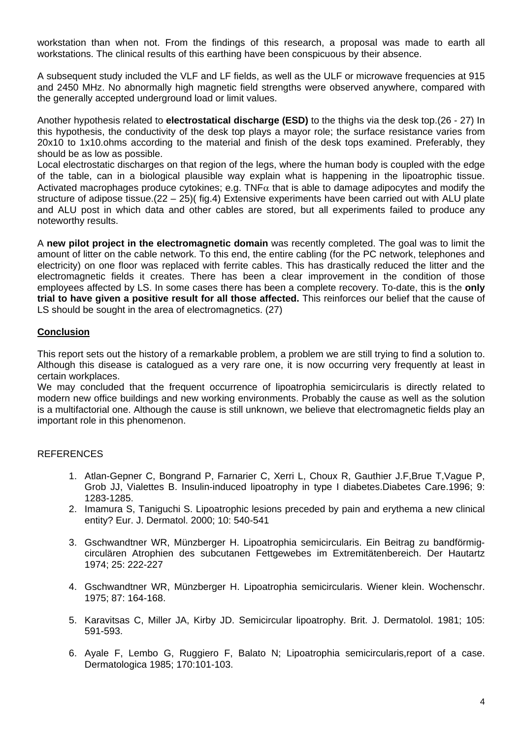workstation than when not. From the findings of this research, a proposal was made to earth all workstations. The clinical results of this earthing have been conspicuous by their absence.

A subsequent study included the VLF and LF fields, as well as the ULF or microwave frequencies at 915 and 2450 MHz. No abnormally high magnetic field strengths were observed anywhere, compared with the generally accepted underground load or limit values.

Another hypothesis related to **electrostatical discharge (ESD)** to the thighs via the desk top.(26 - 27) In this hypothesis, the conductivity of the desk top plays a mayor role; the surface resistance varies from 20x10 to 1x10.ohms according to the material and finish of the desk tops examined. Preferably, they should be as low as possible.
Local electrostatic discharges on that region of the legs, where the human body is coupled with the edge of the table, can in a biological plausible way explain what is happening in the lipoatrophic tissue. Activated macrophages produce cytokines; e.g. TNF$\alpha$ that is able to damage adipocytes and modify the structure of adipose tissue.(22 – 25)( fig.4) Extensive experiments have been carried out with ALU plate and ALU post in which data and other cables are stored, but all experiments failed to produce any noteworthy results.

A **new pilot project in the electromagnetic domain** was recently completed. The goal was to limit the amount of litter on the cable network. To this end, the entire cabling (for the PC network, telephones and electricity) on one floor was replaced with ferrite cables. This has drastically reduced the litter and the electromagnetic fields it creates. There has been a clear improvement in the condition of those employees affected by LS. In some cases there has been a complete recovery. To-date, this is the **only trial to have given a positive result for all those affected.** This reinforces our belief that the cause of LS should be sought in the area of electromagnetics. (27)

## Conclusion

This report sets out the history of a remarkable problem, a problem we are still trying to find a solution to. Although this disease is catalogued as a very rare one, it is now occurring very frequently at least in certain workplaces.
We may concluded that the frequent occurrence of lipoatrophia semicircularis is directly related to modern new office buildings and new working environments. Probably the cause as well as the solution is a multifactorial one. Although the cause is still unknown, we believe that electromagnetic fields play an important role in this phenomenon.

REFERENCES

1. Atlan-Gepner C, Bongrand P, Farnarier C, Xerri L, Choux R, Gauthier J.F,Brue T,Vague P, Grob JJ, Vialettes B. Insulin-induced lipoatrophy in type I diabetes.Diabetes Care.1996; 9: 1283-1285.
2. Imamura S, Taniguchi S. Lipoatrophic lesions preceded by pain and erythema a new clinical entity? Eur. J. Dermatol. 2000; 10: 540-541
3. Gschwandtner WR, Münzberger H. Lipoatrophia semicircularis. Ein Beitrag zu bandförmig-circulären Atrophien des subcutanen Fettgewebes im Extremitätenbereich. Der Hautartz 1974; 25: 222-227
4. Gschwandtner WR, Münzberger H. Lipoatrophia semicircularis. Wiener klein. Wochenschr. 1975; 87: 164-168.
5. Karavitsas C, Miller JA, Kirby JD. Semicircular lipoatrophy. Brit. J. Dermatolol. 1981; 105: 591-593.
6. Ayale F, Lembo G, Ruggiero F, Balato N; Lipoatrophia semicircularis,report of a case. Dermatologica 1985; 170:101-103.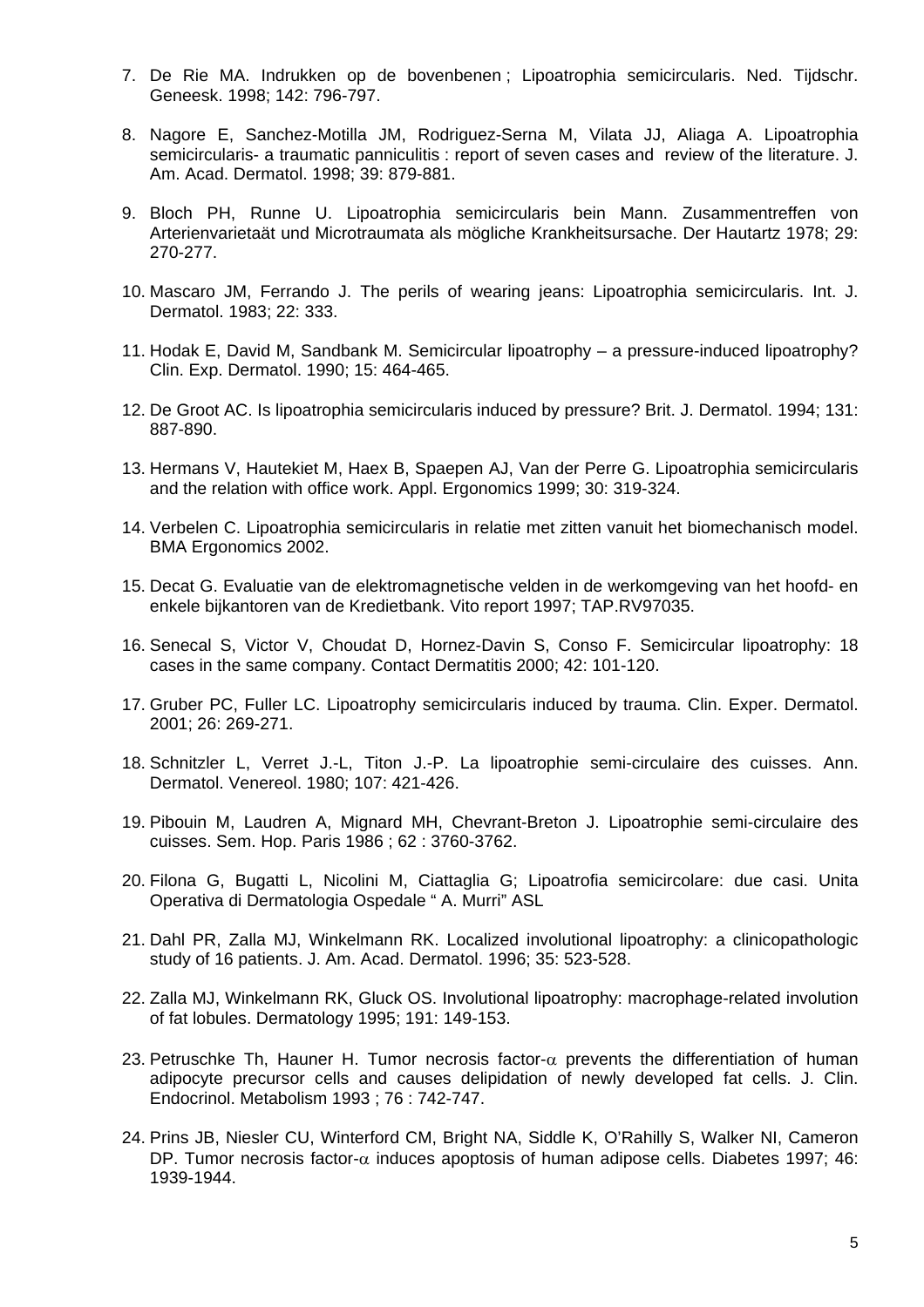7. De Rie MA. Indrukken op de bovenbenen ; Lipoatrophia semicircularis. Ned. Tijdschr. Geneesk. 1998; 142: 796-797.

8. Nagore E, Sanchez-Motilla JM, Rodriguez-Serna M, Vilata JJ, Aliaga A. Lipoatrophia semicircularis- a traumatic panniculitis : report of seven cases and review of the literature. J. Am. Acad. Dermatol. 1998; 39: 879-881.

9. Bloch PH, Runne U. Lipoatrophia semicircularis bein Mann. Zusammentreffen von Arterienvarietaät und Microtraumata als mögliche Krankheitsursache. Der Hautartz 1978; 29: 270-277.

10. Mascaro JM, Ferrando J. The perils of wearing jeans: Lipoatrophia semicircularis. Int. J. Dermatol. 1983; 22: 333.

11. Hodak E, David M, Sandbank M. Semicircular lipoatrophy – a pressure-induced lipoatrophy? Clin. Exp. Dermatol. 1990; 15: 464-465.

12. De Groot AC. Is lipoatrophia semicircularis induced by pressure? Brit. J. Dermatol. 1994; 131: 887-890.

13. Hermans V, Hautekiet M, Haex B, Spaepen AJ, Van der Perre G. Lipoatrophia semicircularis and the relation with office work. Appl. Ergonomics 1999; 30: 319-324.

14. Verbelen C. Lipoatrophia semicircularis in relatie met zitten vanuit het biomechanisch model. BMA Ergonomics 2002.

15. Decat G. Evaluatie van de elektromagnetische velden in de werkomgeving van het hoofd- en enkele bijkantoren van de Kredietbank. Vito report 1997; TAP.RV97035.

16. Senecal S, Victor V, Choudat D, Hornez-Davin S, Conso F. Semicircular lipoatrophy: 18 cases in the same company. Contact Dermatitis 2000; 42: 101-120.

17. Gruber PC, Fuller LC. Lipoatrophy semicircularis induced by trauma. Clin. Exper. Dermatol. 2001; 26: 269-271.

18. Schnitzler L, Verret J.-L, Titon J.-P. La lipoatrophie semi-circulaire des cuisses. Ann. Dermatol. Venereol. 1980; 107: 421-426.

19. Pibouin M, Laudren A, Mignard MH, Chevrant-Breton J. Lipoatrophie semi-circulaire des cuisses. Sem. Hop. Paris 1986 ; 62 : 3760-3762.

20. Filona G, Bugatti L, Nicolini M, Ciattaglia G; Lipoatrofia semicircolare: due casi. Unita Operativa di Dermatologia Ospedale " A. Murri" ASL

21. Dahl PR, Zalla MJ, Winkelmann RK. Localized involutional lipoatrophy: a clinicopathologic study of 16 patients. J. Am. Acad. Dermatol. 1996; 35: 523-528.

22. Zalla MJ, Winkelmann RK, Gluck OS. Involutional lipoatrophy: macrophage-related involution of fat lobules. Dermatology 1995; 191: 149-153.

23. Petruschke Th, Hauner H. Tumor necrosis factor-$\alpha$ prevents the differentiation of human adipocyte precursor cells and causes delipidation of newly developed fat cells. J. Clin. Endocrinol. Metabolism 1993 ; 76 : 742-747.

24. Prins JB, Niesler CU, Winterford CM, Bright NA, Siddle K, O'Rahilly S, Walker NI, Cameron DP. Tumor necrosis factor-$\alpha$ induces apoptosis of human adipose cells. Diabetes 1997; 46: 1939-1944.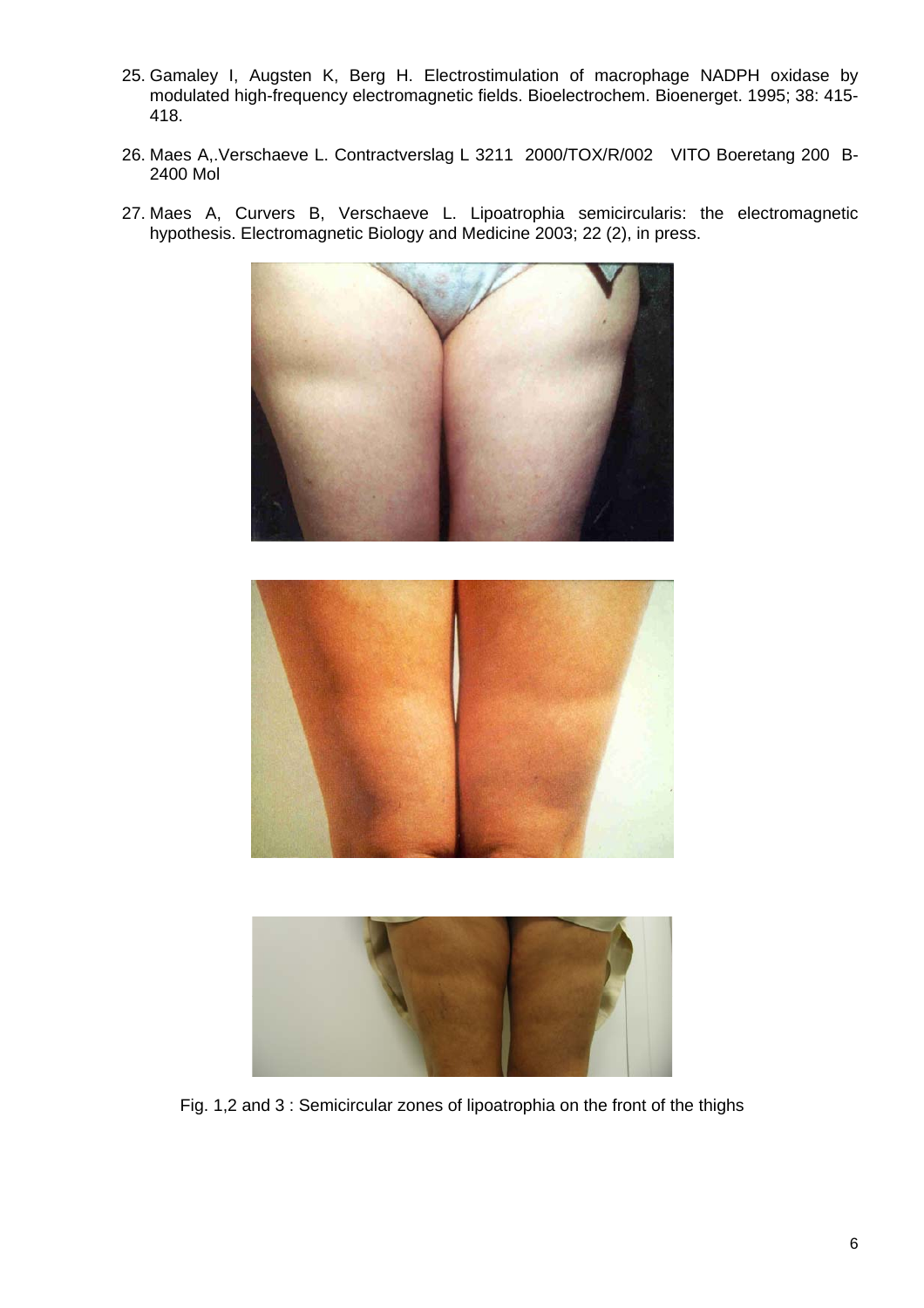25. Gamaley I, Augsten K, Berg H. Electrostimulation of macrophage NADPH oxidase by modulated high-frequency electromagnetic fields. Bioelectrochem. Bioenerget. 1995; 38: 415-418.

26. Maes A,.Verschaeve L. Contractverslag L 3211 2000/TOX/R/002 VITO Boeretang 200 B-2400 Mol

27. Maes A, Curvers B, Verschaeve L. Lipoatrophia semicircularis: the electromagnetic hypothesis. Electromagnetic Biology and Medicine 2003; 22 (2), in press.

Fig. 1,2 and 3 : Semicircular zones of lipoatrophia on the front of the thighs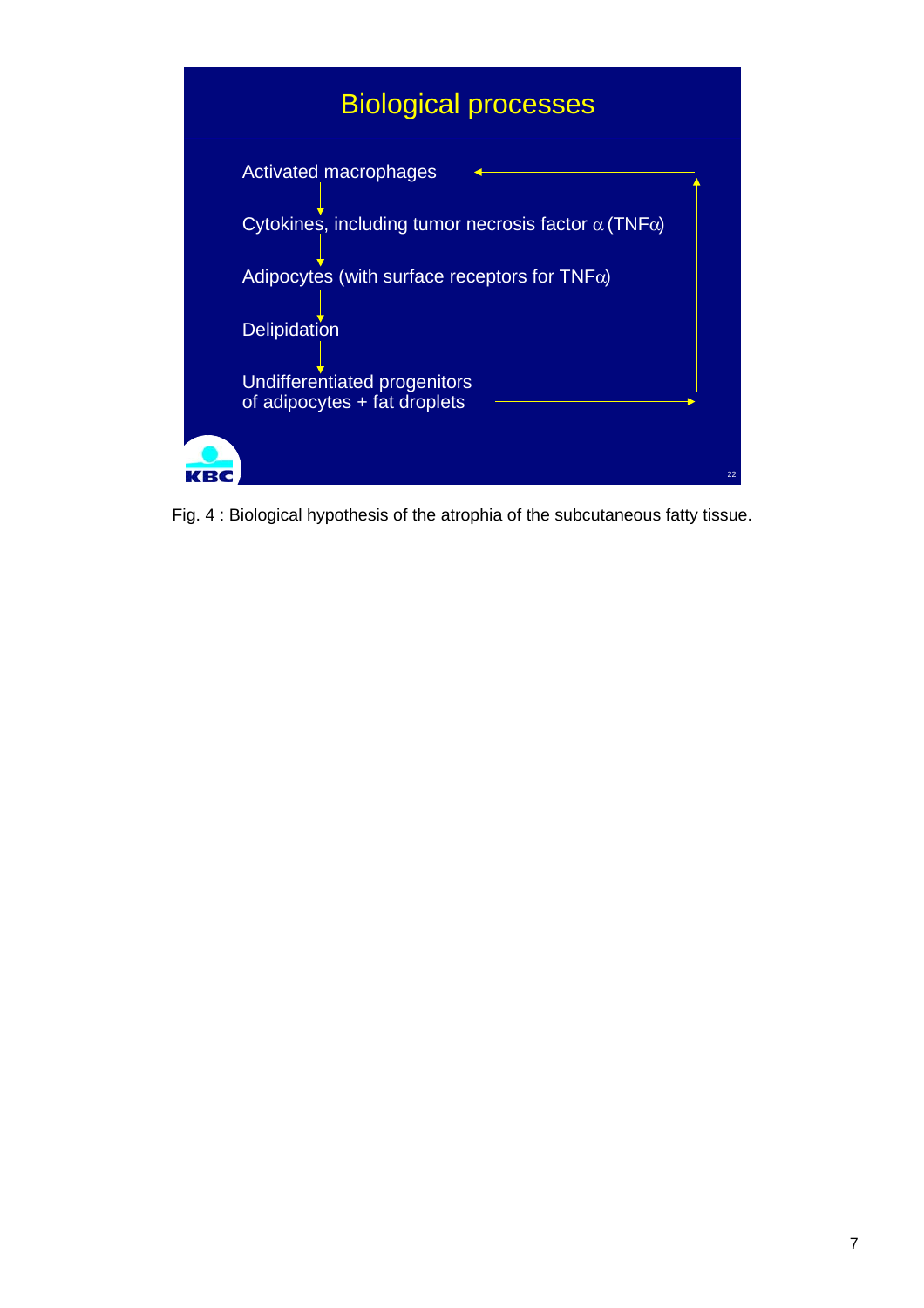# Biological processes

Activated macrophages

Cytokines, including tumor necrosis factor $\alpha$ (TNF$\alpha$)

Adipocytes (with surface receptors for TNF$\alpha$)

Delipidation

Undifferentiated progenitors of adipocytes + fat droplets

Fig. 4 : Biological hypothesis of the atrophia of the subcutaneous fatty tissue.